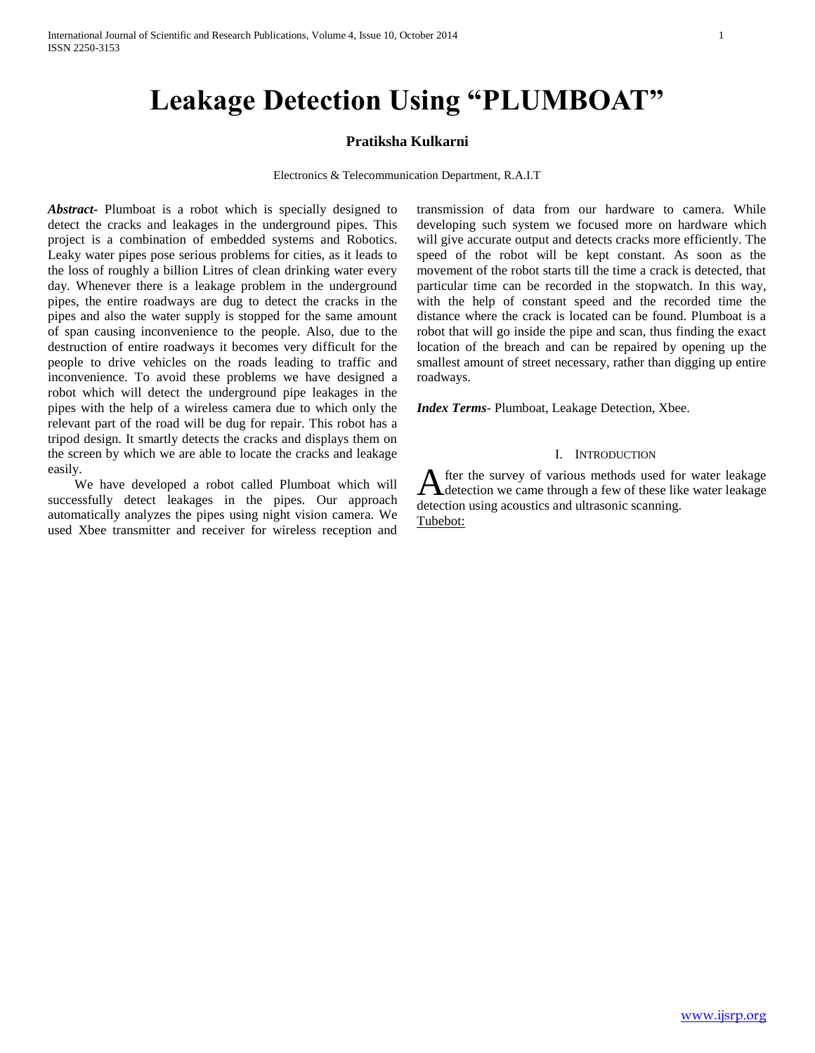# Leakage Detection Using "PLUMBOAT"

**Pratiksha Kulkarni**

Electronics & Telecommunication Department, R.A.I.T

***Abstract***- Plumboat is a robot which is specially designed to detect the cracks and leakages in the underground pipes. This project is a combination of embedded systems and Robotics. Leaky water pipes pose serious problems for cities, as it leads to the loss of roughly a billion Litres of clean drinking water every day. Whenever there is a leakage problem in the underground pipes, the entire roadways are dug to detect the cracks in the pipes and also the water supply is stopped for the same amount of span causing inconvenience to the people. Also, due to the destruction of entire roadways it becomes very difficult for the people to drive vehicles on the roads leading to traffic and inconvenience. To avoid these problems we have designed a robot which will detect the underground pipe leakages in the pipes with the help of a wireless camera due to which only the relevant part of the road will be dug for repair. This robot has a tripod design. It smartly detects the cracks and displays them on the screen by which we are able to locate the cracks and leakage easily.

We have developed a robot called Plumboat which will successfully detect leakages in the pipes. Our approach automatically analyzes the pipes using night vision camera. We used Xbee transmitter and receiver for wireless reception and transmission of data from our hardware to camera. While developing such system we focused more on hardware which will give accurate output and detects cracks more efficiently. The speed of the robot will be kept constant. As soon as the movement of the robot starts till the time a crack is detected, that particular time can be recorded in the stopwatch. In this way, with the help of constant speed and the recorded time the distance where the crack is located can be found. Plumboat is a robot that will go inside the pipe and scan, thus finding the exact location of the breach and can be repaired by opening up the smallest amount of street necessary, rather than digging up entire roadways.

***Index Terms***- Plumboat, Leakage Detection, Xbee.

## I. Introduction

After the survey of various methods used for water leakage detection we came through a few of these like water leakage detection using acoustics and ultrasonic scanning.

Tubebot: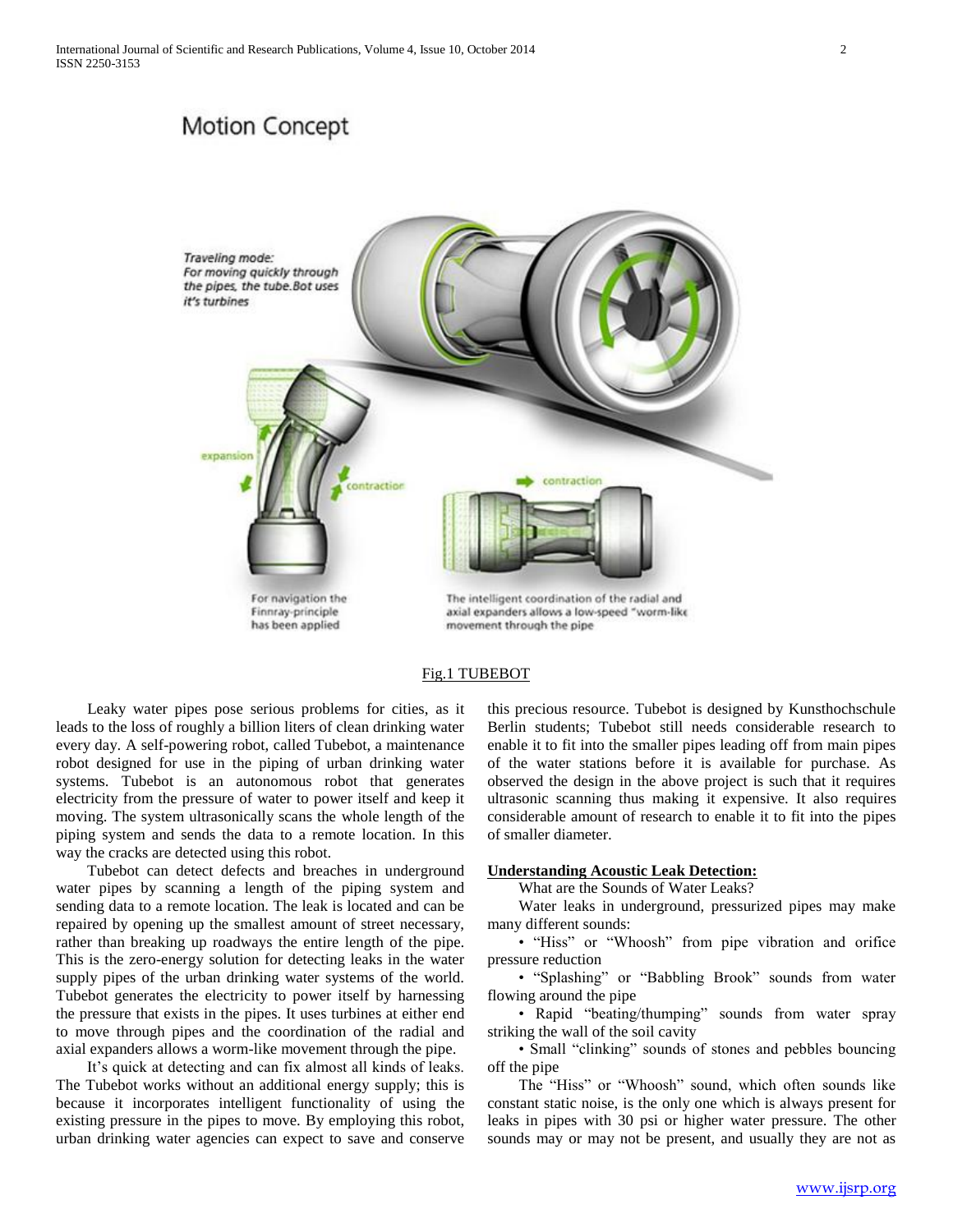Fig.1 TUBEBOT

Leaky water pipes pose serious problems for cities, as it leads to the loss of roughly a billion liters of clean drinking water every day. A self-powering robot, called Tubebot, a maintenance robot designed for use in the piping of urban drinking water systems. Tubebot is an autonomous robot that generates electricity from the pressure of water to power itself and keep it moving. The system ultrasonically scans the whole length of the piping system and sends the data to a remote location. In this way the cracks are detected using this robot.

Tubebot can detect defects and breaches in underground water pipes by scanning a length of the piping system and sending data to a remote location. The leak is located and can be repaired by opening up the smallest amount of street necessary, rather than breaking up roadways the entire length of the pipe. This is the zero-energy solution for detecting leaks in the water supply pipes of the urban drinking water systems of the world. Tubebot generates the electricity to power itself by harnessing the pressure that exists in the pipes. It uses turbines at either end to move through pipes and the coordination of the radial and axial expanders allows a worm-like movement through the pipe.

It's quick at detecting and can fix almost all kinds of leaks. The Tubebot works without an additional energy supply; this is because it incorporates intelligent functionality of using the existing pressure in the pipes to move. By employing this robot, urban drinking water agencies can expect to save and conserve this precious resource. Tubebot is designed by Kunsthochschule Berlin students; Tubebot still needs considerable research to enable it to fit into the smaller pipes leading off from main pipes of the water stations before it is available for purchase. As observed the design in the above project is such that it requires ultrasonic scanning thus making it expensive. It also requires considerable amount of research to enable it to fit into the pipes of smaller diameter.

**Understanding Acoustic Leak Detection:**

What are the Sounds of Water Leaks?

Water leaks in underground, pressurized pipes may make many different sounds:

- "Hiss" or "Whoosh" from pipe vibration and orifice pressure reduction
- "Splashing" or "Babbling Brook" sounds from water flowing around the pipe
- Rapid "beating/thumping" sounds from water spray striking the wall of the soil cavity
- Small "clinking" sounds of stones and pebbles bouncing off the pipe

The "Hiss" or "Whoosh" sound, which often sounds like constant static noise, is the only one which is always present for leaks in pipes with 30 psi or higher water pressure. The other sounds may or may not be present, and usually they are not as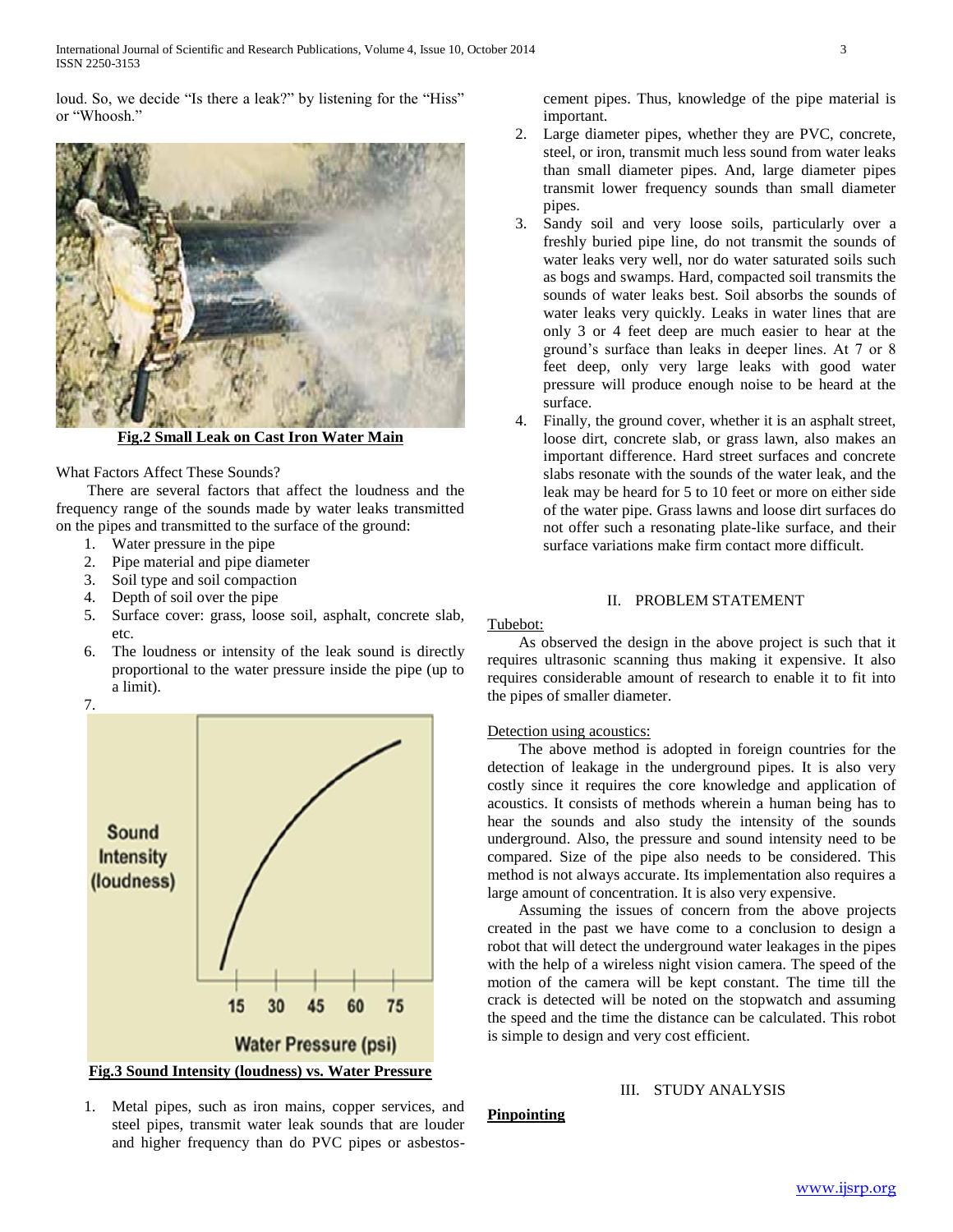loud. So, we decide "Is there a leak?" by listening for the "Hiss" or "Whoosh."

**Fig.2 Small Leak on Cast Iron Water Main**

What Factors Affect These Sounds?

There are several factors that affect the loudness and the frequency range of the sounds made by water leaks transmitted on the pipes and transmitted to the surface of the ground:

1. Water pressure in the pipe
2. Pipe material and pipe diameter
3. Soil type and soil compaction
4. Depth of soil over the pipe
5. Surface cover: grass, loose soil, asphalt, concrete slab, etc.
6. The loudness or intensity of the leak sound is directly proportional to the water pressure inside the pipe (up to a limit).
7.

**Fig.3 Sound Intensity (loudness) vs. Water Pressure**

1. Metal pipes, such as iron mains, copper services, and steel pipes, transmit water leak sounds that are louder and higher frequency than do PVC pipes or asbestos-cement pipes. Thus, knowledge of the pipe material is important.
2. Large diameter pipes, whether they are PVC, concrete, steel, or iron, transmit much less sound from water leaks than small diameter pipes. And, large diameter pipes transmit lower frequency sounds than small diameter pipes.
3. Sandy soil and very loose soils, particularly over a freshly buried pipe line, do not transmit the sounds of water leaks very well, nor do water saturated soils such as bogs and swamps. Hard, compacted soil transmits the sounds of water leaks best. Soil absorbs the sounds of water leaks very quickly. Leaks in water lines that are only 3 or 4 feet deep are much easier to hear at the ground's surface than leaks in deeper lines. At 7 or 8 feet deep, only very large leaks with good water pressure will produce enough noise to be heard at the surface.
4. Finally, the ground cover, whether it is an asphalt street, loose dirt, concrete slab, or grass lawn, also makes an important difference. Hard street surfaces and concrete slabs resonate with the sounds of the water leak, and the leak may be heard for 5 to 10 feet or more on either side of the water pipe. Grass lawns and loose dirt surfaces do not offer such a resonating plate-like surface, and their surface variations make firm contact more difficult.

## II. PROBLEM STATEMENT

Tubebot:

As observed the design in the above project is such that it requires ultrasonic scanning thus making it expensive. It also requires considerable amount of research to enable it to fit into the pipes of smaller diameter.

Detection using acoustics:

The above method is adopted in foreign countries for the detection of leakage in the underground pipes. It is also very costly since it requires the core knowledge and application of acoustics. It consists of methods wherein a human being has to hear the sounds and also study the intensity of the sounds underground. Also, the pressure and sound intensity need to be compared. Size of the pipe also needs to be considered. This method is not always accurate. Its implementation also requires a large amount of concentration. It is also very expensive.

Assuming the issues of concern from the above projects created in the past we have come to a conclusion to design a robot that will detect the underground water leakages in the pipes with the help of a wireless night vision camera. The speed of the motion of the camera will be kept constant. The time till the crack is detected will be noted on the stopwatch and assuming the speed and the time the distance can be calculated. This robot is simple to design and very cost efficient.

## III. STUDY ANALYSIS

**Pinpointing**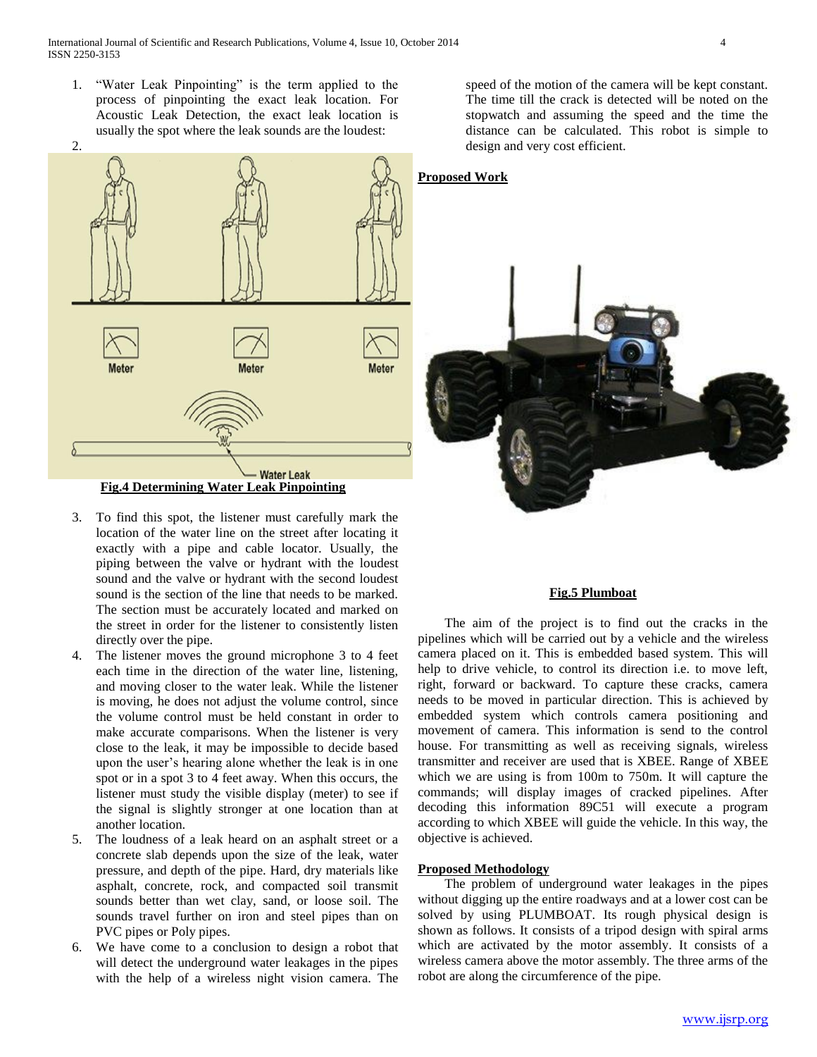1. "Water Leak Pinpointing" is the term applied to the process of pinpointing the exact leak location. For Acoustic Leak Detection, the exact leak location is usually the spot where the leak sounds are the loudest:
2. 

**Fig.4 Determining Water Leak Pinpointing**

3. To find this spot, the listener must carefully mark the location of the water line on the street after locating it exactly with a pipe and cable locator. Usually, the piping between the valve or hydrant with the loudest sound and the valve or hydrant with the second loudest sound is the section of the line that needs to be marked. The section must be accurately located and marked on the street in order for the listener to consistently listen directly over the pipe.
4. The listener moves the ground microphone 3 to 4 feet each time in the direction of the water line, listening, and moving closer to the water leak. While the listener is moving, he does not adjust the volume control, since the volume control must be held constant in order to make accurate comparisons. When the listener is very close to the leak, it may be impossible to decide based upon the user's hearing alone whether the leak is in one spot or in a spot 3 to 4 feet away. When this occurs, the listener must study the visible display (meter) to see if the signal is slightly stronger at one location than at another location.
5. The loudness of a leak heard on an asphalt street or a concrete slab depends upon the size of the leak, water pressure, and depth of the pipe. Hard, dry materials like asphalt, concrete, rock, and compacted soil transmit sounds better than wet clay, sand, or loose soil. The sounds travel further on iron and steel pipes than on PVC pipes or Poly pipes.
6. We have come to a conclusion to design a robot that will detect the underground water leakages in the pipes with the help of a wireless night vision camera. The speed of the motion of the camera will be kept constant. The time till the crack is detected will be noted on the stopwatch and assuming the speed and the time the distance can be calculated. This robot is simple to design and very cost efficient.

**Proposed Work**

**Fig.5 Plumboat**

The aim of the project is to find out the cracks in the pipelines which will be carried out by a vehicle and the wireless camera placed on it. This is embedded based system. This will help to drive vehicle, to control its direction i.e. to move left, right, forward or backward. To capture these cracks, camera needs to be moved in particular direction. This is achieved by embedded system which controls camera positioning and movement of camera. This information is send to the control house. For transmitting as well as receiving signals, wireless transmitter and receiver are used that is XBEE. Range of XBEE which we are using is from 100m to 750m. It will capture the commands; will display images of cracked pipelines. After decoding this information 89C51 will execute a program according to which XBEE will guide the vehicle. In this way, the objective is achieved.

**Proposed Methodology**

The problem of underground water leakages in the pipes without digging up the entire roadways and at a lower cost can be solved by using PLUMBOAT. Its rough physical design is shown as follows. It consists of a tripod design with spiral arms which are activated by the motor assembly. It consists of a wireless camera above the motor assembly. The three arms of the robot are along the circumference of the pipe.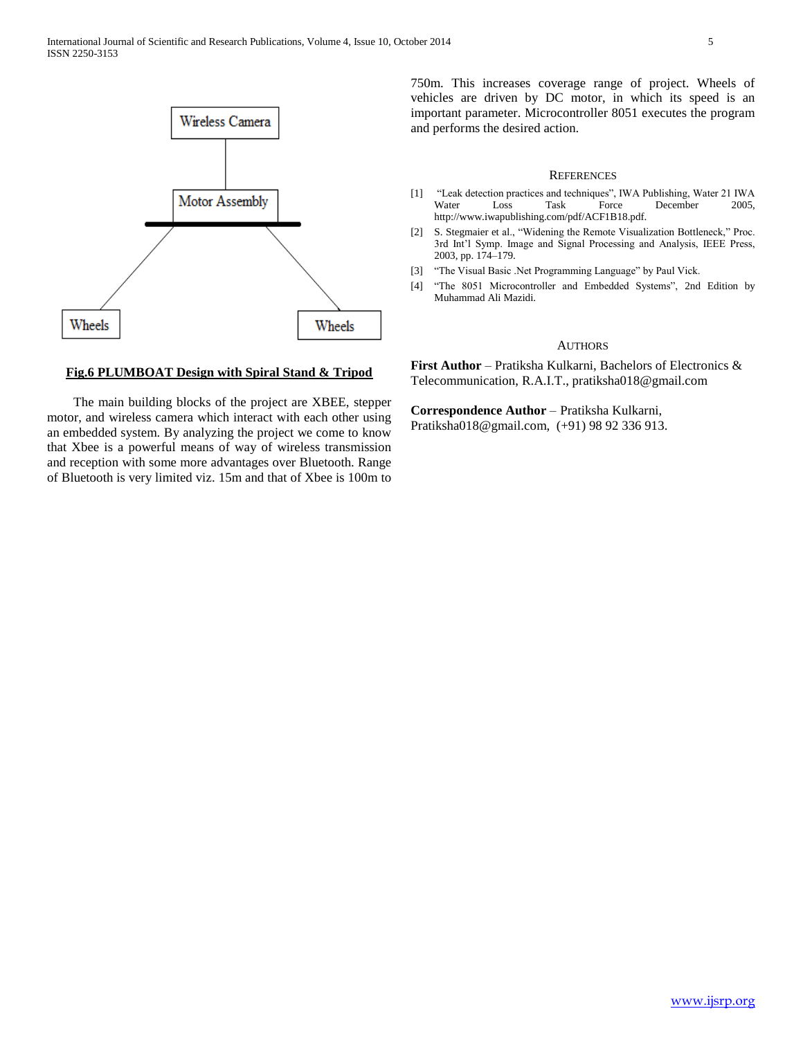Wireless Camera

Motor Assembly

Wheels

Wheels

**Fig.6 PLUMBOAT Design with Spiral Stand & Tripod**

The main building blocks of the project are XBEE, stepper motor, and wireless camera which interact with each other using an embedded system. By analyzing the project we come to know that Xbee is a powerful means of way of wireless transmission and reception with some more advantages over Bluetooth. Range of Bluetooth is very limited viz. 15m and that of Xbee is 100m to 750m. This increases coverage range of project. Wheels of vehicles are driven by DC motor, in which its speed is an important parameter. Microcontroller 8051 executes the program and performs the desired action.

## References

[1] "Leak detection practices and techniques", IWA Publishing, Water 21 IWA Water Loss Task Force December 2005, http://www.iwapublishing.com/pdf/ACF1B18.pdf.

[2] S. Stegmaier et al., "Widening the Remote Visualization Bottleneck," Proc. 3rd Int'l Symp. Image and Signal Processing and Analysis, IEEE Press, 2003, pp. 174–179.

[3] "The Visual Basic .Net Programming Language" by Paul Vick.

[4] "The 8051 Microcontroller and Embedded Systems", 2nd Edition by Muhammad Ali Mazidi.

## Authors

**First Author** – Pratiksha Kulkarni, Bachelors of Electronics & Telecommunication, R.A.I.T., pratiksha018@gmail.com

**Correspondence Author** – Pratiksha Kulkarni, Pratiksha018@gmail.com, (+91) 98 92 336 913.